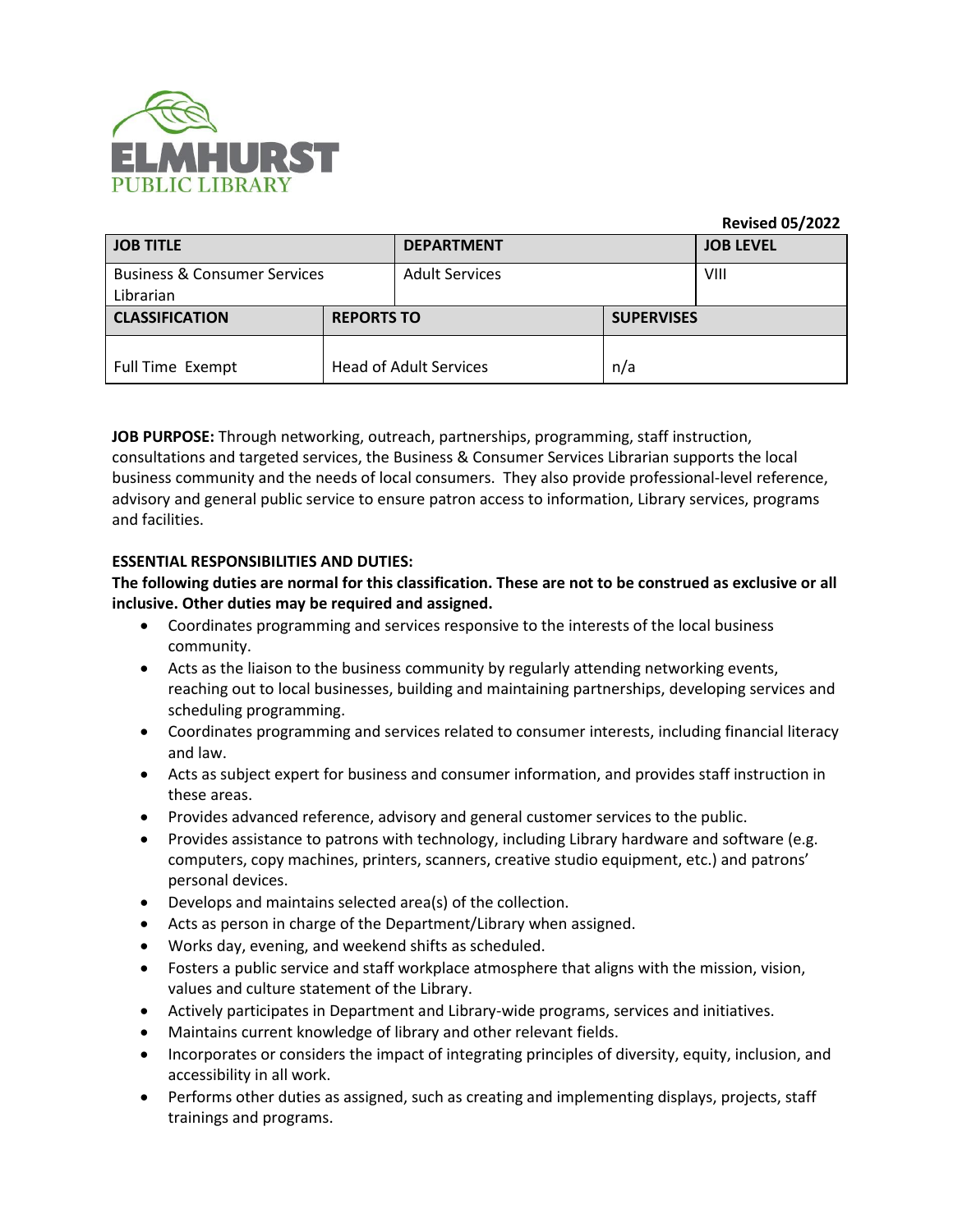ELMHURST
PUBLIC LIBRARY

**Revised 05/2022**

| JOB TITLE | | DEPARTMENT | | JOB LEVEL |
|---|---|---|---|---|
| Business & Consumer Services Librarian | | Adult Services | | VIII |
| **CLASSIFICATION** | **REPORTS TO** | | **SUPERVISES** | |
| Full Time Exempt | Head of Adult Services | | n/a | |

**JOB PURPOSE:** Through networking, outreach, partnerships, programming, staff instruction, consultations and targeted services, the Business & Consumer Services Librarian supports the local business community and the needs of local consumers. They also provide professional-level reference, advisory and general public service to ensure patron access to information, Library services, programs and facilities.

**ESSENTIAL RESPONSIBILITIES AND DUTIES:**

**The following duties are normal for this classification. These are not to be construed as exclusive or all inclusive. Other duties may be required and assigned.**

- Coordinates programming and services responsive to the interests of the local business community.
- Acts as the liaison to the business community by regularly attending networking events, reaching out to local businesses, building and maintaining partnerships, developing services and scheduling programming.
- Coordinates programming and services related to consumer interests, including financial literacy and law.
- Acts as subject expert for business and consumer information, and provides staff instruction in these areas.
- Provides advanced reference, advisory and general customer services to the public.
- Provides assistance to patrons with technology, including Library hardware and software (e.g. computers, copy machines, printers, scanners, creative studio equipment, etc.) and patrons' personal devices.
- Develops and maintains selected area(s) of the collection.
- Acts as person in charge of the Department/Library when assigned.
- Works day, evening, and weekend shifts as scheduled.
- Fosters a public service and staff workplace atmosphere that aligns with the mission, vision, values and culture statement of the Library.
- Actively participates in Department and Library-wide programs, services and initiatives.
- Maintains current knowledge of library and other relevant fields.
- Incorporates or considers the impact of integrating principles of diversity, equity, inclusion, and accessibility in all work.
- Performs other duties as assigned, such as creating and implementing displays, projects, staff trainings and programs.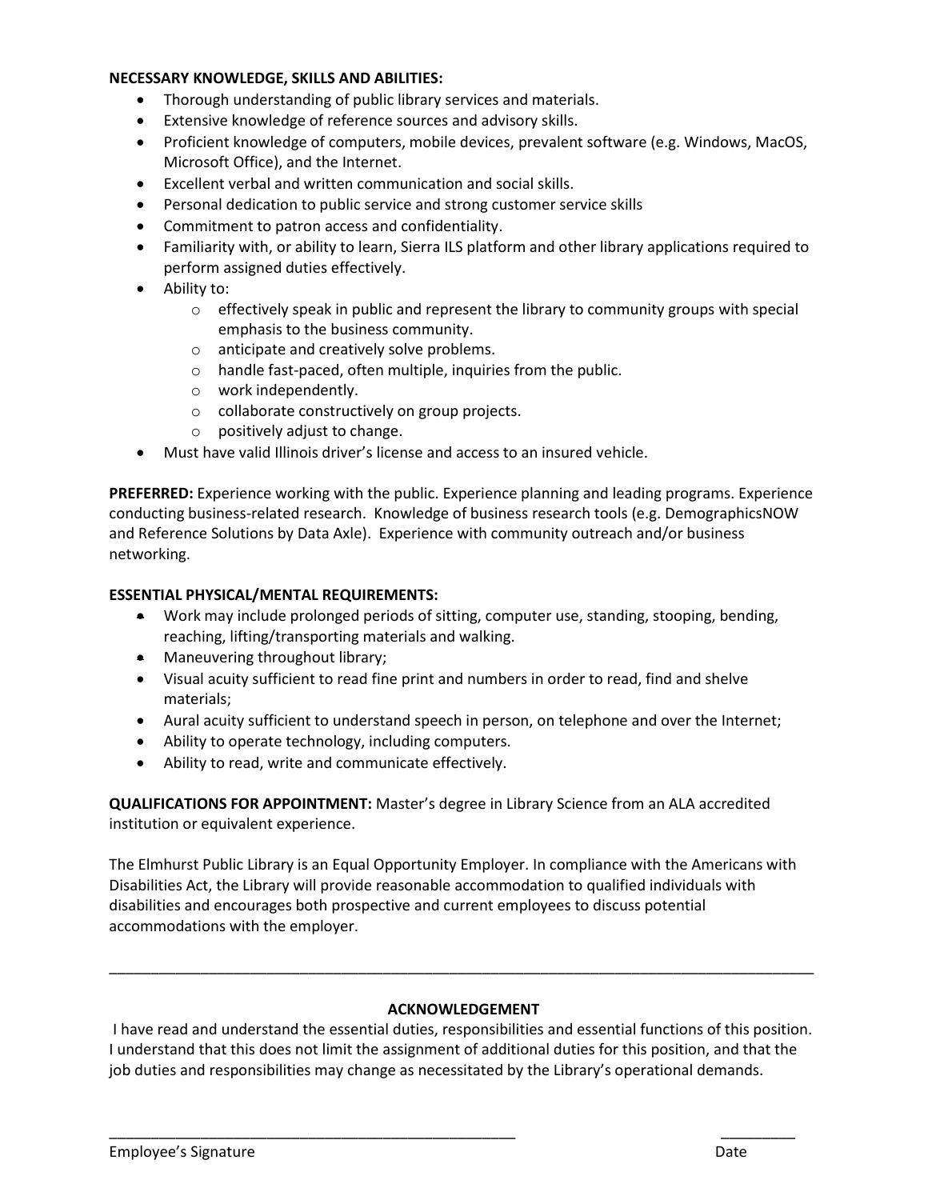**NECESSARY KNOWLEDGE, SKILLS AND ABILITIES:**

- Thorough understanding of public library services and materials.
- Extensive knowledge of reference sources and advisory skills.
- Proficient knowledge of computers, mobile devices, prevalent software (e.g. Windows, MacOS, Microsoft Office), and the Internet.
- Excellent verbal and written communication and social skills.
- Personal dedication to public service and strong customer service skills
- Commitment to patron access and confidentiality.
- Familiarity with, or ability to learn, Sierra ILS platform and other library applications required to perform assigned duties effectively.
- Ability to:
  - effectively speak in public and represent the library to community groups with special emphasis to the business community.
  - anticipate and creatively solve problems.
  - handle fast-paced, often multiple, inquiries from the public.
  - work independently.
  - collaborate constructively on group projects.
  - positively adjust to change.
- Must have valid Illinois driver's license and access to an insured vehicle.

**PREFERRED:** Experience working with the public. Experience planning and leading programs. Experience conducting business-related research. Knowledge of business research tools (e.g. DemographicsNOW and Reference Solutions by Data Axle). Experience with community outreach and/or business networking.

**ESSENTIAL PHYSICAL/MENTAL REQUIREMENTS:**

- Work may include prolonged periods of sitting, computer use, standing, stooping, bending, reaching, lifting/transporting materials and walking.
- Maneuvering throughout library;
- Visual acuity sufficient to read fine print and numbers in order to read, find and shelve materials;
- Aural acuity sufficient to understand speech in person, on telephone and over the Internet;
- Ability to operate technology, including computers.
- Ability to read, write and communicate effectively.

**QUALIFICATIONS FOR APPOINTMENT:** Master's degree in Library Science from an ALA accredited institution or equivalent experience.

The Elmhurst Public Library is an Equal Opportunity Employer. In compliance with the Americans with Disabilities Act, the Library will provide reasonable accommodation to qualified individuals with disabilities and encourages both prospective and current employees to discuss potential accommodations with the employer.

---

**ACKNOWLEDGEMENT**

I have read and understand the essential duties, responsibilities and essential functions of this position. I understand that this does not limit the assignment of additional duties for this position, and that the job duties and responsibilities may change as necessitated by the Library's operational demands.

\_\_\_\_\_\_\_\_\_\_\_\_\_\_\_\_\_\_\_\_\_\_\_\_\_\_\_\_\_\_\_\_\_\_\_\_\_\_\_\_\_\_\_\_\_\_\_\_\_\_ \_\_\_\_\_\_\_\_\_

Employee's Signature Date